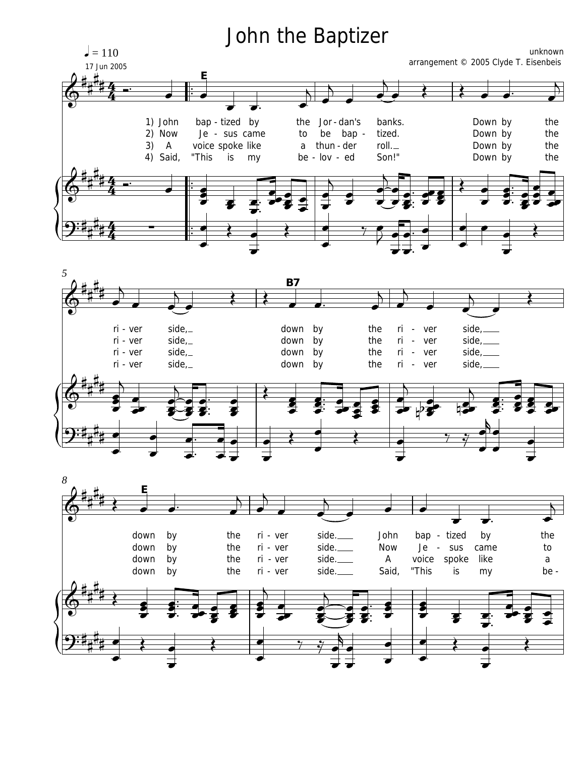# John the Baptizer

♩ = 110

17 Jun 2005

unknown
arrangement © 2005 Clyde T. Eisenbeis

1) John bap-tized by the Jor-dan's banks. Down by the ri-ver side, down by the ri-ver side, down by the ri-ver side.

2) Now Je-sus came to be bap-tized. Down by the ri-ver side, down by the ri-ver side, down by the ri-ver side.

3) A voice spoke like a thun-der roll. Down by the ri-ver side, down by the ri-ver side, down by the ri-ver side.

4) Said, "This is my be-lov-ed Son!" Down by the ri-ver side, down by the ri-ver side, down by the ri-ver side.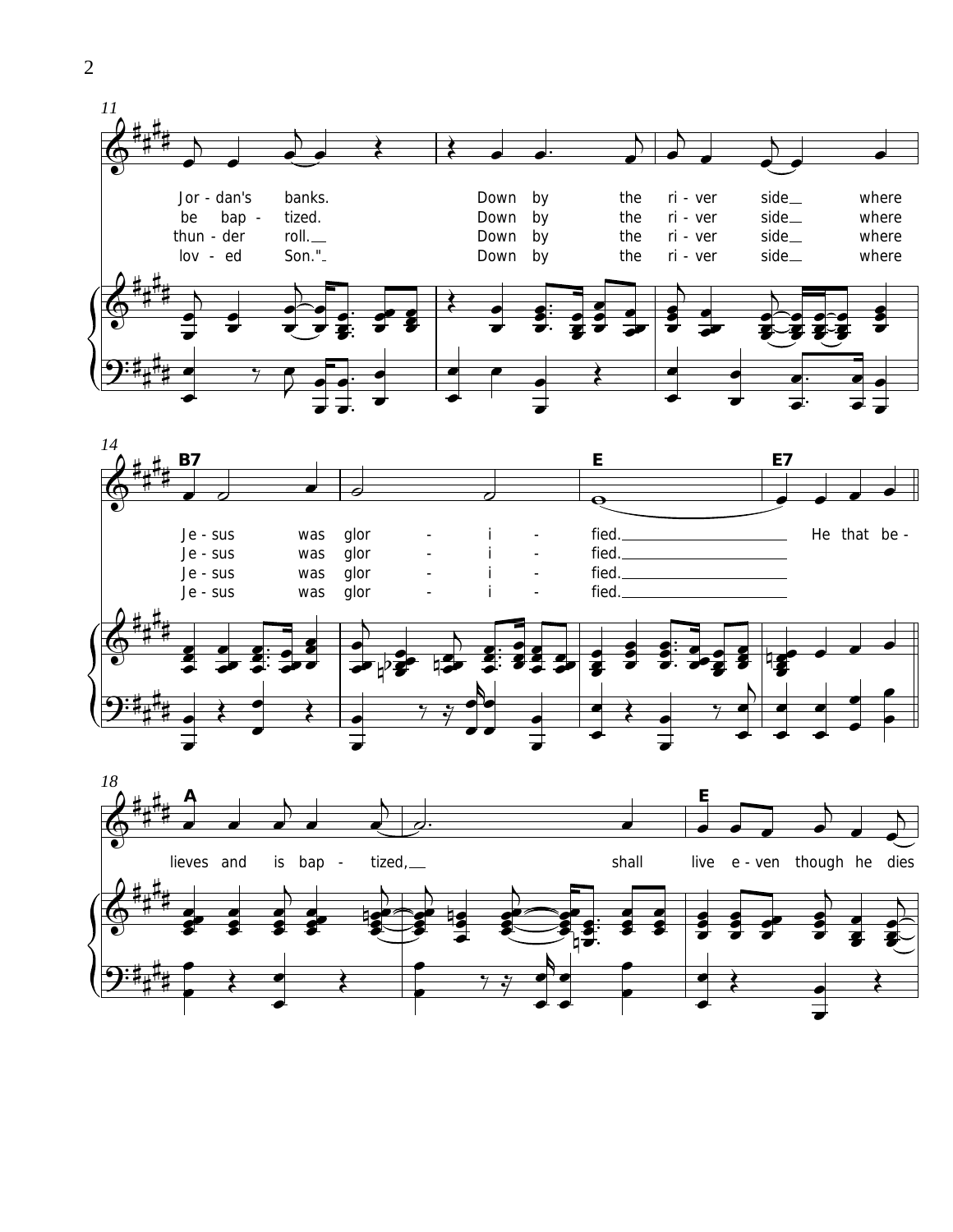11

Jor - dan's banks. Down by the ri - ver side__ where
be bap - tized. Down by the ri - ver side__ where
thun - der roll.__ Down by the ri - ver side__ where
lov - ed Son." Down by the ri - ver side__ where

14

B7 E E7

Je - sus was glor - i - fied.__ He that be -
Je - sus was glor - i - fied.__
Je - sus was glor - i - fied.__
Je - sus was glor - i - fied.__

18

A E

lieves and is bap - tized,__ shall live e - ven though he dies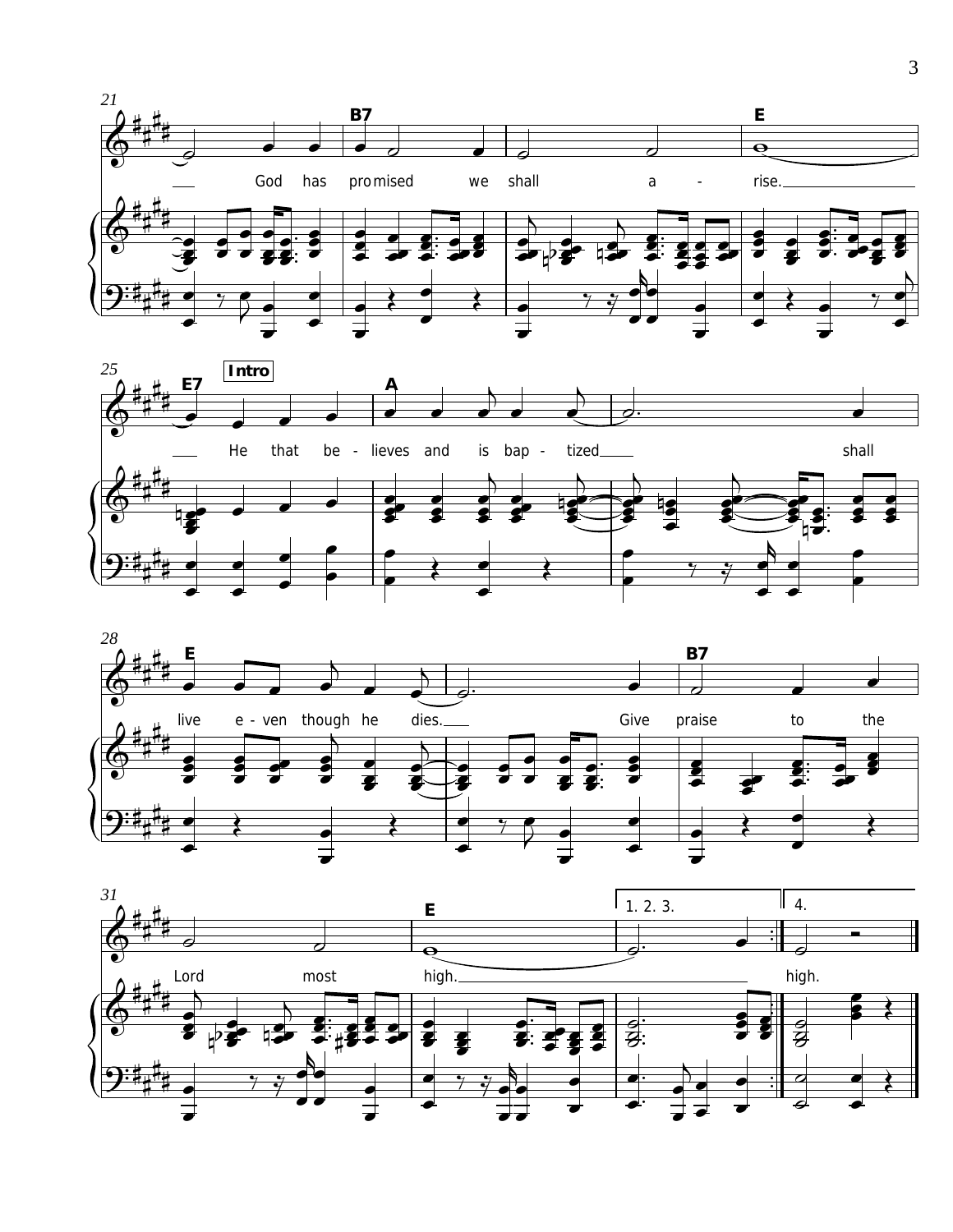21

B7 E

God has pro mised we shall a - rise.

25

E7 **Intro** A

He that be - lieves and is bap - tized shall

28

E B7

live e - ven though he dies. Give praise to the

31

E 1. 2. 3. 4.

Lord most high. high.